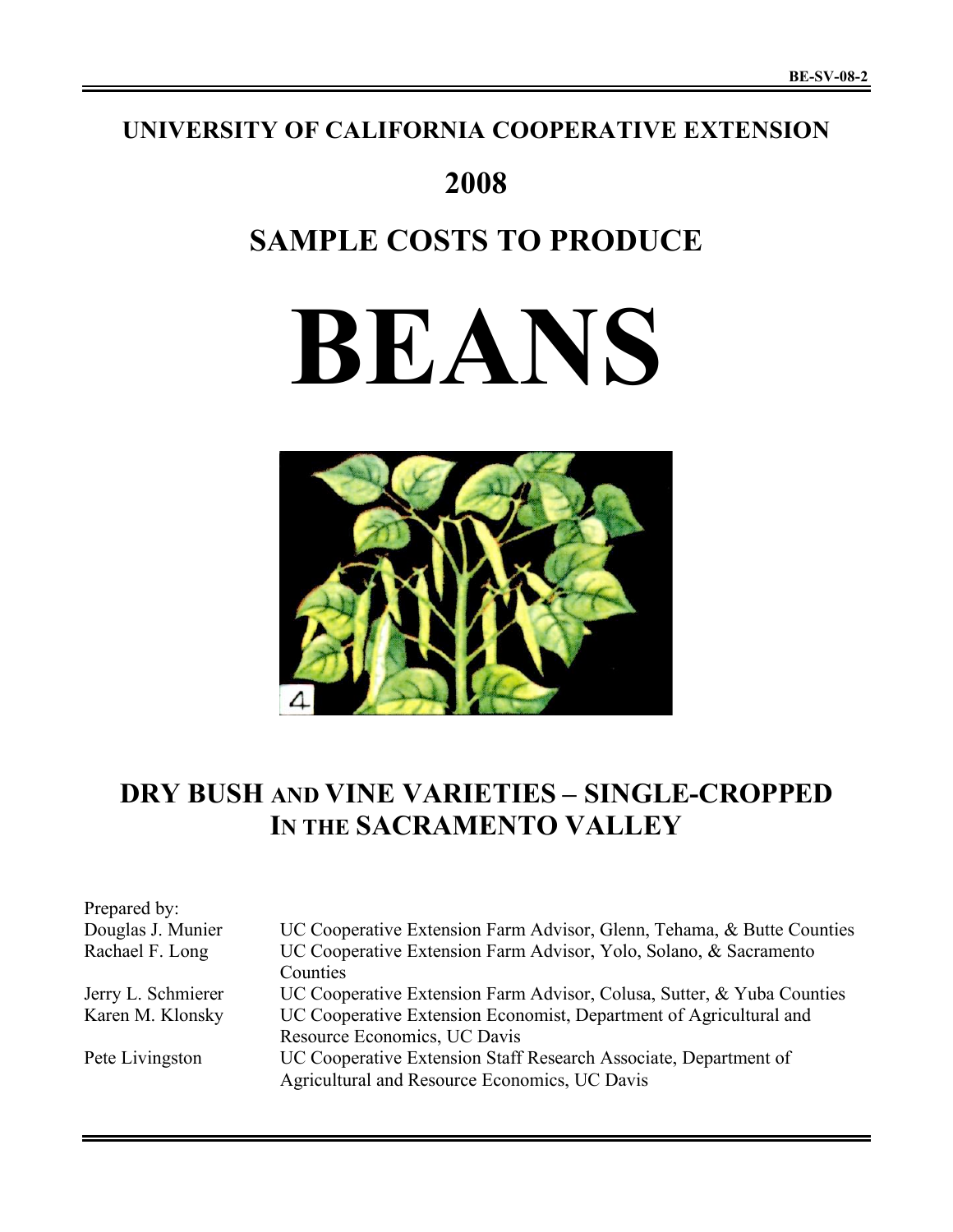BE-SV-08-2

# UNIVERSITY OF CALIFORNIA COOPERATIVE EXTENSION

# 2008

# SAMPLE COSTS TO PRODUCE

# BEANS

## DRY BUSH AND VINE VARIETIES – SINGLE-CROPPED IN THE SACRAMENTO VALLEY

Prepared by:

| | |
|---|---|
| Douglas J. Munier | UC Cooperative Extension Farm Advisor, Glenn, Tehama, & Butte Counties |
| Rachael F. Long | UC Cooperative Extension Farm Advisor, Yolo, Solano, & Sacramento Counties |
| Jerry L. Schmierer | UC Cooperative Extension Farm Advisor, Colusa, Sutter, & Yuba Counties |
| Karen M. Klonsky | UC Cooperative Extension Economist, Department of Agricultural and Resource Economics, UC Davis |
| Pete Livingston | UC Cooperative Extension Staff Research Associate, Department of Agricultural and Resource Economics, UC Davis |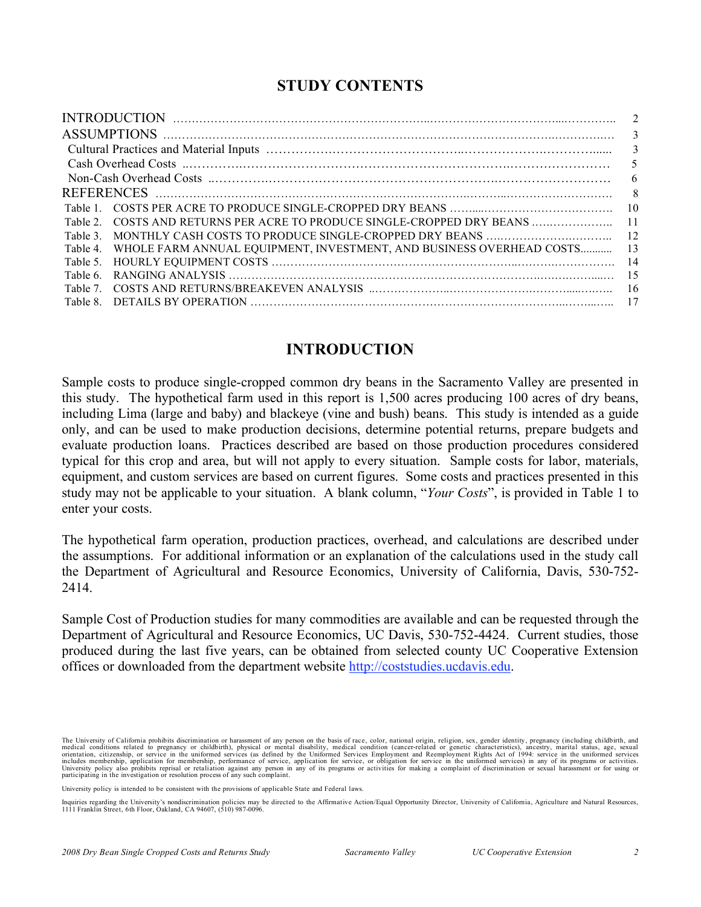## STUDY CONTENTS

| | |
|---|---|
| INTRODUCTION | 2 |
| ASSUMPTIONS | 3 |
| Cultural Practices and Material Inputs | 3 |
| Cash Overhead Costs | 5 |
| Non-Cash Overhead Costs | 6 |
| REFERENCES | 8 |
| Table 1. COSTS PER ACRE TO PRODUCE SINGLE-CROPPED DRY BEANS | 10 |
| Table 2. COSTS AND RETURNS PER ACRE TO PRODUCE SINGLE-CROPPED DRY BEANS | 11 |
| Table 3. MONTHLY CASH COSTS TO PRODUCE SINGLE-CROPPED DRY BEANS | 12 |
| Table 4. WHOLE FARM ANNUAL EQUIPMENT, INVESTMENT, AND BUSINESS OVERHEAD COSTS | 13 |
| Table 5. HOURLY EQUIPMENT COSTS | 14 |
| Table 6. RANGING ANALYSIS | 15 |
| Table 7. COSTS AND RETURNS/BREAKEVEN ANALYSIS | 16 |
| Table 8. DETAILS BY OPERATION | 17 |

## INTRODUCTION

Sample costs to produce single-cropped common dry beans in the Sacramento Valley are presented in this study. The hypothetical farm used in this report is 1,500 acres producing 100 acres of dry beans, including Lima (large and baby) and blackeye (vine and bush) beans. This study is intended as a guide only, and can be used to make production decisions, determine potential returns, prepare budgets and evaluate production loans. Practices described are based on those production procedures considered typical for this crop and area, but will not apply to every situation. Sample costs for labor, materials, equipment, and custom services are based on current figures. Some costs and practices presented in this study may not be applicable to your situation. A blank column, "*Your Costs*", is provided in Table 1 to enter your costs.

The hypothetical farm operation, production practices, overhead, and calculations are described under the assumptions. For additional information or an explanation of the calculations used in the study call the Department of Agricultural and Resource Economics, University of California, Davis, 530-752-2414.

Sample Cost of Production studies for many commodities are available and can be requested through the Department of Agricultural and Resource Economics, UC Davis, 530-752-4424. Current studies, those produced during the last five years, can be obtained from selected county UC Cooperative Extension offices or downloaded from the department website http://coststudies.ucdavis.edu.

The University of California prohibits discrimination or harassment of any person on the basis of race, color, national origin, religion, sex, gender identity, pregnancy (including childbirth, and medical conditions related to pregnancy or childbirth), physical or mental disability, medical condition (cancer-related or genetic characteristics), ancestry, marital status, age, sexual orientation, citizenship, or service in the uniformed services (as defined by the Uniformed Services Employment and Reemployment Rights Act of 1994: service in the uniformed services includes membership, application for membership, performance of service, application for service, or obligation for service in the uniformed services) in any of its programs or activities. University policy also prohibits reprisal or retaliation against any person in any of its programs or activities for making a complaint of discrimination or sexual harassment or for using or participating in the investigation or resolution process of any such complaint.

University policy is intended to be consistent with the provisions of applicable State and Federal laws.

Inquiries regarding the University's nondiscrimination policies may be directed to the Affirmative Action/Equal Opportunity Director, University of California, Agriculture and Natural Resources, 1111 Franklin Street, 6th Floor, Oakland, CA 94607, (510) 987-0096.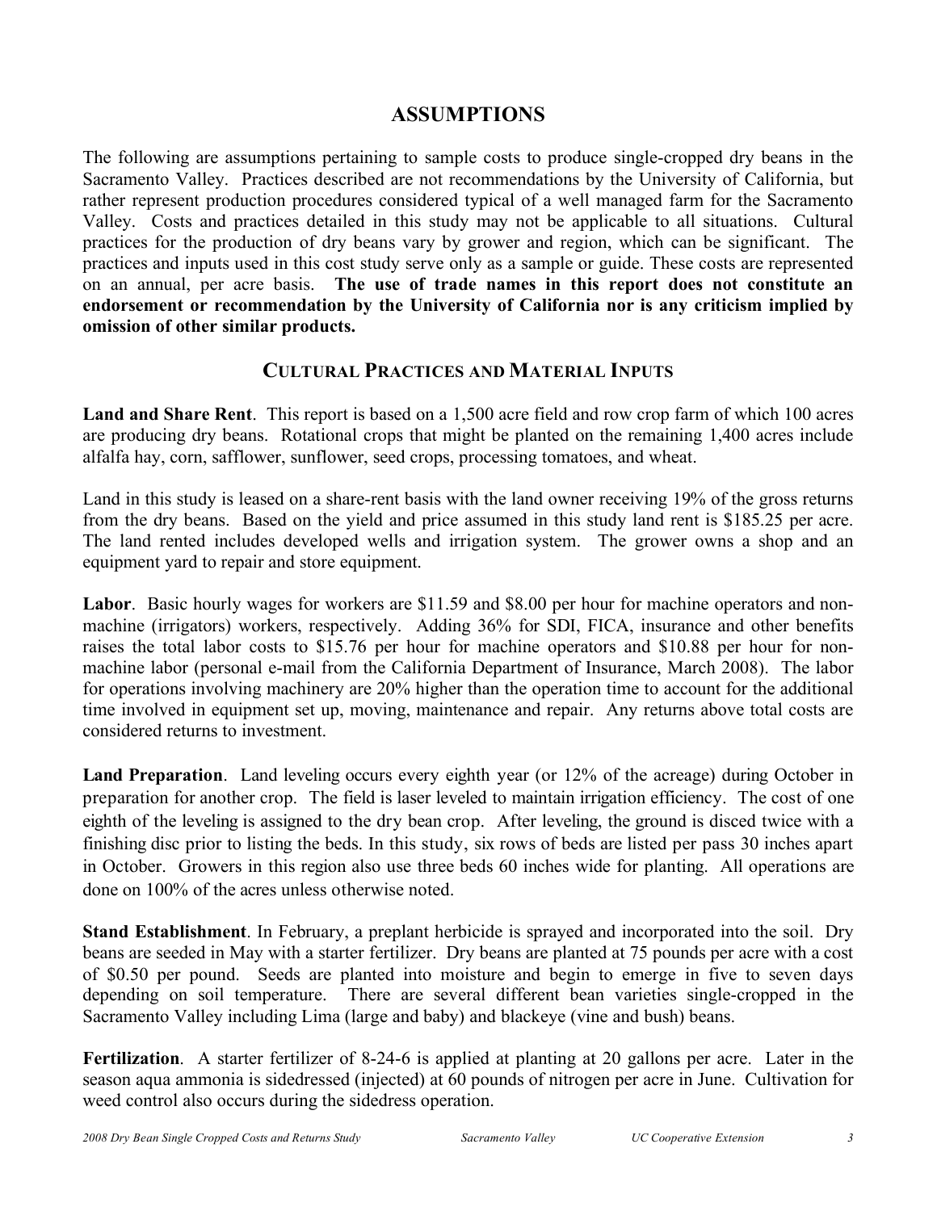# ASSUMPTIONS

The following are assumptions pertaining to sample costs to produce single-cropped dry beans in the Sacramento Valley. Practices described are not recommendations by the University of California, but rather represent production procedures considered typical of a well managed farm for the Sacramento Valley. Costs and practices detailed in this study may not be applicable to all situations. Cultural practices for the production of dry beans vary by grower and region, which can be significant. The practices and inputs used in this cost study serve only as a sample or guide. These costs are represented on an annual, per acre basis. **The use of trade names in this report does not constitute an endorsement or recommendation by the University of California nor is any criticism implied by omission of other similar products.**

## CULTURAL PRACTICES AND MATERIAL INPUTS

**Land and Share Rent**. This report is based on a 1,500 acre field and row crop farm of which 100 acres are producing dry beans. Rotational crops that might be planted on the remaining 1,400 acres include alfalfa hay, corn, safflower, sunflower, seed crops, processing tomatoes, and wheat.

Land in this study is leased on a share-rent basis with the land owner receiving 19% of the gross returns from the dry beans. Based on the yield and price assumed in this study land rent is $185.25 per acre. The land rented includes developed wells and irrigation system. The grower owns a shop and an equipment yard to repair and store equipment.

**Labor**. Basic hourly wages for workers are $11.59 and $8.00 per hour for machine operators and non-machine (irrigators) workers, respectively. Adding 36% for SDI, FICA, insurance and other benefits raises the total labor costs to $15.76 per hour for machine operators and $10.88 per hour for non-machine labor (personal e-mail from the California Department of Insurance, March 2008). The labor for operations involving machinery are 20% higher than the operation time to account for the additional time involved in equipment set up, moving, maintenance and repair. Any returns above total costs are considered returns to investment.

**Land Preparation**. Land leveling occurs every eighth year (or 12% of the acreage) during October in preparation for another crop. The field is laser leveled to maintain irrigation efficiency. The cost of one eighth of the leveling is assigned to the dry bean crop. After leveling, the ground is disced twice with a finishing disc prior to listing the beds. In this study, six rows of beds are listed per pass 30 inches apart in October. Growers in this region also use three beds 60 inches wide for planting. All operations are done on 100% of the acres unless otherwise noted.

**Stand Establishment**. In February, a preplant herbicide is sprayed and incorporated into the soil. Dry beans are seeded in May with a starter fertilizer. Dry beans are planted at 75 pounds per acre with a cost of $0.50 per pound. Seeds are planted into moisture and begin to emerge in five to seven days depending on soil temperature. There are several different bean varieties single-cropped in the Sacramento Valley including Lima (large and baby) and blackeye (vine and bush) beans.

**Fertilization**. A starter fertilizer of 8-24-6 is applied at planting at 20 gallons per acre. Later in the season aqua ammonia is sidedressed (injected) at 60 pounds of nitrogen per acre in June. Cultivation for weed control also occurs during the sidedress operation.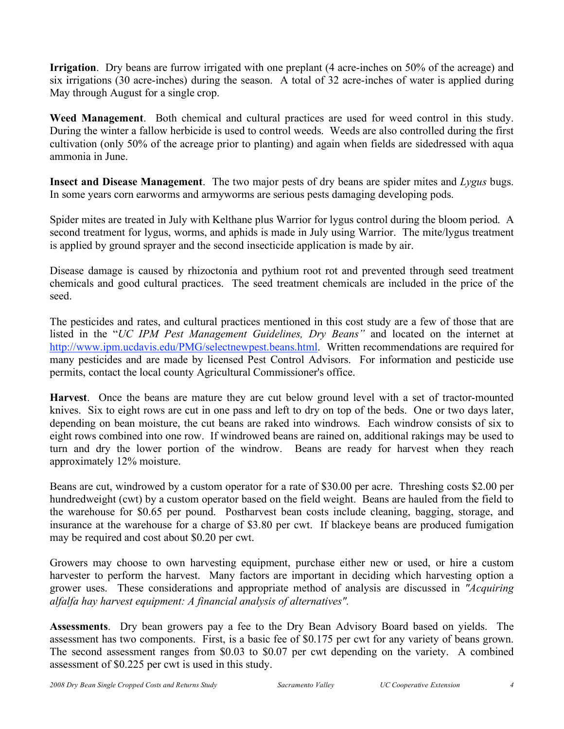**Irrigation**. Dry beans are furrow irrigated with one preplant (4 acre-inches on 50% of the acreage) and six irrigations (30 acre-inches) during the season. A total of 32 acre-inches of water is applied during May through August for a single crop.

**Weed Management**. Both chemical and cultural practices are used for weed control in this study. During the winter a fallow herbicide is used to control weeds. Weeds are also controlled during the first cultivation (only 50% of the acreage prior to planting) and again when fields are sidedressed with aqua ammonia in June.

**Insect and Disease Management**. The two major pests of dry beans are spider mites and *Lygus* bugs. In some years corn earworms and armyworms are serious pests damaging developing pods.

Spider mites are treated in July with Kelthane plus Warrior for lygus control during the bloom period. A second treatment for lygus, worms, and aphids is made in July using Warrior. The mite/lygus treatment is applied by ground sprayer and the second insecticide application is made by air.

Disease damage is caused by rhizoctonia and pythium root rot and prevented through seed treatment chemicals and good cultural practices. The seed treatment chemicals are included in the price of the seed.

The pesticides and rates, and cultural practices mentioned in this cost study are a few of those that are listed in the "*UC IPM Pest Management Guidelines, Dry Beans"* and located on the internet at http://www.ipm.ucdavis.edu/PMG/selectnewpest.beans.html. Written recommendations are required for many pesticides and are made by licensed Pest Control Advisors. For information and pesticide use permits, contact the local county Agricultural Commissioner's office.

**Harvest**. Once the beans are mature they are cut below ground level with a set of tractor-mounted knives. Six to eight rows are cut in one pass and left to dry on top of the beds. One or two days later, depending on bean moisture, the cut beans are raked into windrows. Each windrow consists of six to eight rows combined into one row. If windrowed beans are rained on, additional rakings may be used to turn and dry the lower portion of the windrow. Beans are ready for harvest when they reach approximately 12% moisture.

Beans are cut, windrowed by a custom operator for a rate of $30.00 per acre. Threshing costs $2.00 per hundredweight (cwt) by a custom operator based on the field weight. Beans are hauled from the field to the warehouse for $0.65 per pound. Postharvest bean costs include cleaning, bagging, storage, and insurance at the warehouse for a charge of $3.80 per cwt. If blackeye beans are produced fumigation may be required and cost about $0.20 per cwt.

Growers may choose to own harvesting equipment, purchase either new or used, or hire a custom harvester to perform the harvest. Many factors are important in deciding which harvesting option a grower uses. These considerations and appropriate method of analysis are discussed in *"Acquiring alfalfa hay harvest equipment: A financial analysis of alternatives"*.

**Assessments**. Dry bean growers pay a fee to the Dry Bean Advisory Board based on yields. The assessment has two components. First, is a basic fee of $0.175 per cwt for any variety of beans grown. The second assessment ranges from $0.03 to $0.07 per cwt depending on the variety. A combined assessment of $0.225 per cwt is used in this study.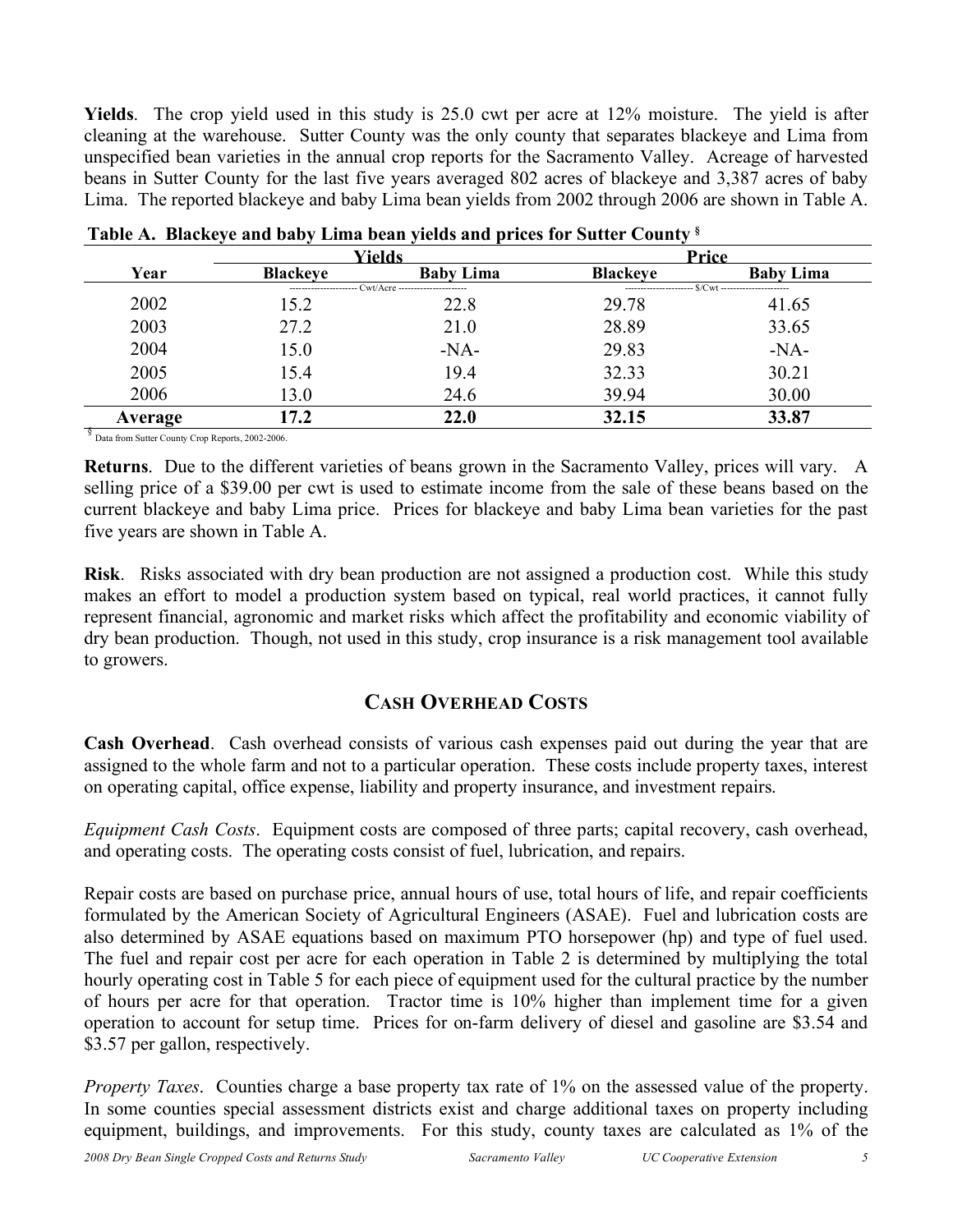**Yields**. The crop yield used in this study is 25.0 cwt per acre at 12% moisture. The yield is after cleaning at the warehouse. Sutter County was the only county that separates blackeye and Lima from unspecified bean varieties in the annual crop reports for the Sacramento Valley. Acreage of harvested beans in Sutter County for the last five years averaged 802 acres of blackeye and 3,387 acres of baby Lima. The reported blackeye and baby Lima bean yields from 2002 through 2006 are shown in Table A.

**Table A. Blackeye and baby Lima bean yields and prices for Sutter County** [§]

| | Yields | | Price | |
|---|---|---|---|---|
| Year | Blackeye | Baby Lima | Blackeye | Baby Lima |
| | ---------- Cwt/Acre ---------- | | ---------- $/Cwt ---------- | |
| 2002 | 15.2 | 22.8 | 29.78 | 41.65 |
| 2003 | 27.2 | 21.0 | 28.89 | 33.65 |
| 2004 | 15.0 | -NA- | 29.83 | -NA- |
| 2005 | 15.4 | 19.4 | 32.33 | 30.21 |
| 2006 | 13.0 | 24.6 | 39.94 | 30.00 |
| **Average** | **17.2** | **22.0** | **32.15** | **33.87** |

[§] Data from Sutter County Crop Reports, 2002-2006.

**Returns**. Due to the different varieties of beans grown in the Sacramento Valley, prices will vary. A selling price of a $39.00 per cwt is used to estimate income from the sale of these beans based on the current blackeye and baby Lima price. Prices for blackeye and baby Lima bean varieties for the past five years are shown in Table A.

**Risk**. Risks associated with dry bean production are not assigned a production cost. While this study makes an effort to model a production system based on typical, real world practices, it cannot fully represent financial, agronomic and market risks which affect the profitability and economic viability of dry bean production. Though, not used in this study, crop insurance is a risk management tool available to growers.

## CASH OVERHEAD COSTS

**Cash Overhead**. Cash overhead consists of various cash expenses paid out during the year that are assigned to the whole farm and not to a particular operation. These costs include property taxes, interest on operating capital, office expense, liability and property insurance, and investment repairs.

*Equipment Cash Costs*. Equipment costs are composed of three parts; capital recovery, cash overhead, and operating costs. The operating costs consist of fuel, lubrication, and repairs.

Repair costs are based on purchase price, annual hours of use, total hours of life, and repair coefficients formulated by the American Society of Agricultural Engineers (ASAE). Fuel and lubrication costs are also determined by ASAE equations based on maximum PTO horsepower (hp) and type of fuel used. The fuel and repair cost per acre for each operation in Table 2 is determined by multiplying the total hourly operating cost in Table 5 for each piece of equipment used for the cultural practice by the number of hours per acre for that operation. Tractor time is 10% higher than implement time for a given operation to account for setup time. Prices for on-farm delivery of diesel and gasoline are $3.54 and $3.57 per gallon, respectively.

*Property Taxes*. Counties charge a base property tax rate of 1% on the assessed value of the property. In some counties special assessment districts exist and charge additional taxes on property including equipment, buildings, and improvements. For this study, county taxes are calculated as 1% of the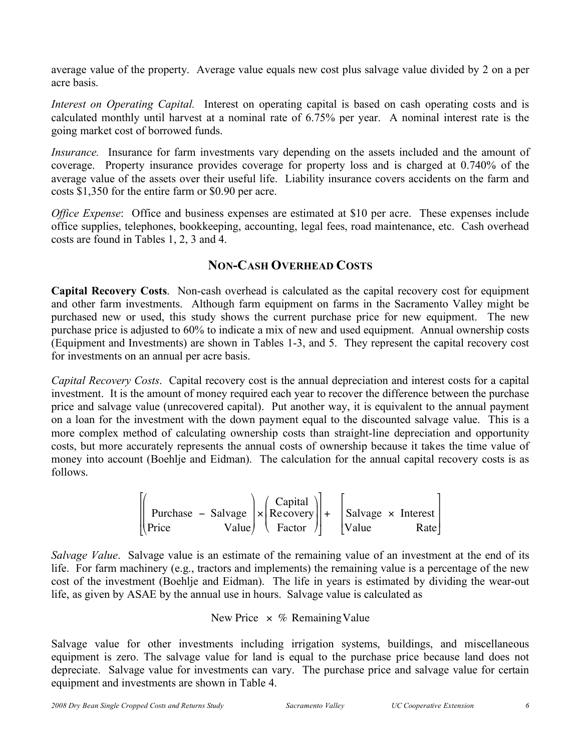average value of the property. Average value equals new cost plus salvage value divided by 2 on a per acre basis.

*Interest on Operating Capital.* Interest on operating capital is based on cash operating costs and is calculated monthly until harvest at a nominal rate of 6.75% per year. A nominal interest rate is the going market cost of borrowed funds.

*Insurance.* Insurance for farm investments vary depending on the assets included and the amount of coverage. Property insurance provides coverage for property loss and is charged at 0.740% of the average value of the assets over their useful life. Liability insurance covers accidents on the farm and costs $1,350 for the entire farm or $0.90 per acre.

*Office Expense*: Office and business expenses are estimated at $10 per acre. These expenses include office supplies, telephones, bookkeeping, accounting, legal fees, road maintenance, etc. Cash overhead costs are found in Tables 1, 2, 3 and 4.

## NON-CASH OVERHEAD COSTS

**Capital Recovery Costs**. Non-cash overhead is calculated as the capital recovery cost for equipment and other farm investments. Although farm equipment on farms in the Sacramento Valley might be purchased new or used, this study shows the current purchase price for new equipment. The new purchase price is adjusted to 60% to indicate a mix of new and used equipment. Annual ownership costs (Equipment and Investments) are shown in Tables 1-3, and 5. They represent the capital recovery cost for investments on an annual per acre basis.

*Capital Recovery Costs*. Capital recovery cost is the annual depreciation and interest costs for a capital investment. It is the amount of money required each year to recover the difference between the purchase price and salvage value (unrecovered capital). Put another way, it is equivalent to the annual payment on a loan for the investment with the down payment equal to the discounted salvage value. This is a more complex method of calculating ownership costs than straight-line depreciation and opportunity costs, but more accurately represents the annual costs of ownership because it takes the time value of money into account (Boehlje and Eidman). The calculation for the annual capital recovery costs is as follows.

$$\left[\left(\text{Purchase Price} - \text{Salvage Value}\right) \times \left(\text{Capital Recovery Factor}\right)\right] + \left[\text{Salvage Value} \times \text{Interest Rate}\right]$$

*Salvage Value*. Salvage value is an estimate of the remaining value of an investment at the end of its life. For farm machinery (e.g., tractors and implements) the remaining value is a percentage of the new cost of the investment (Boehlje and Eidman). The life in years is estimated by dividing the wear-out life, as given by ASAE by the annual use in hours. Salvage value is calculated as

$$\text{New Price} \times \%\ \text{Remaining Value}$$

Salvage value for other investments including irrigation systems, buildings, and miscellaneous equipment is zero. The salvage value for land is equal to the purchase price because land does not depreciate. Salvage value for investments can vary. The purchase price and salvage value for certain equipment and investments are shown in Table 4.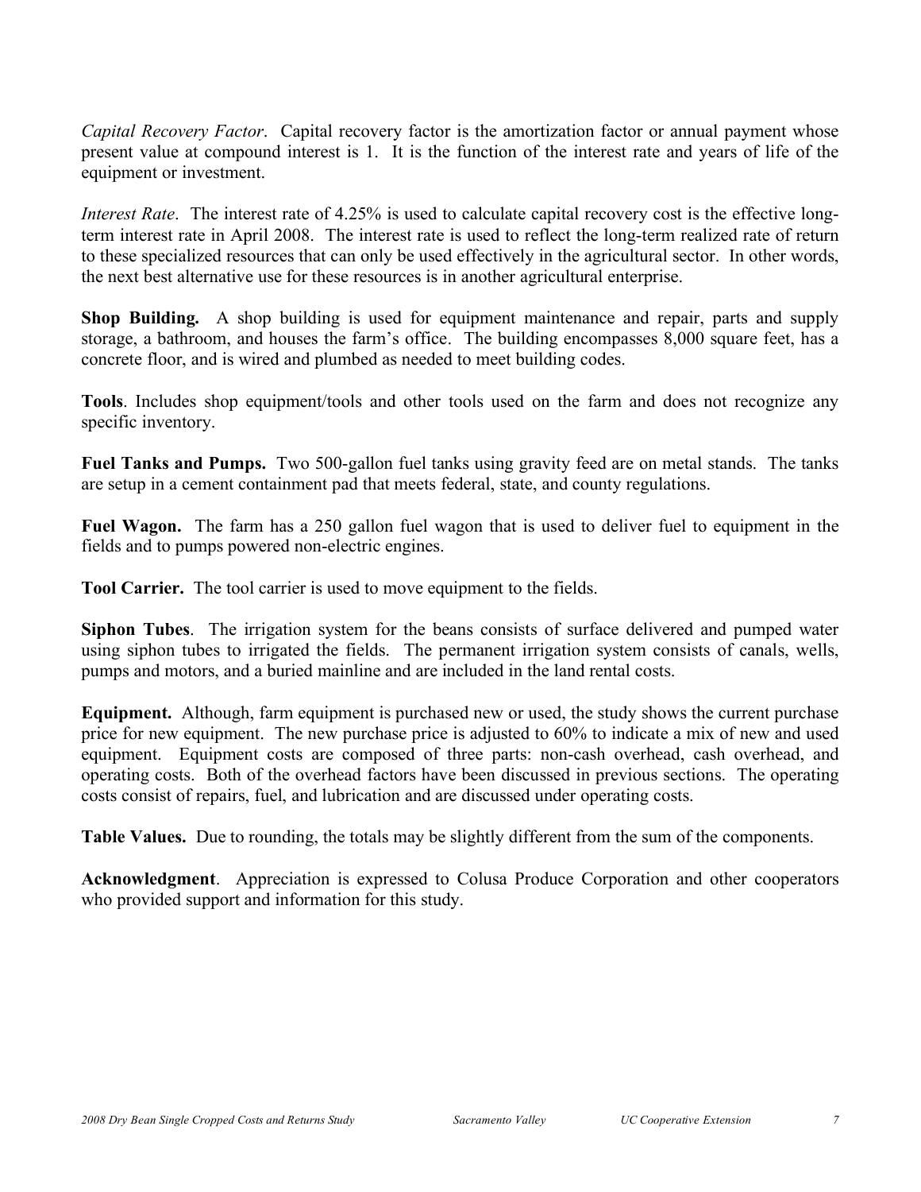*Capital Recovery Factor*. Capital recovery factor is the amortization factor or annual payment whose present value at compound interest is 1. It is the function of the interest rate and years of life of the equipment or investment.

*Interest Rate*. The interest rate of 4.25% is used to calculate capital recovery cost is the effective long-term interest rate in April 2008. The interest rate is used to reflect the long-term realized rate of return to these specialized resources that can only be used effectively in the agricultural sector. In other words, the next best alternative use for these resources is in another agricultural enterprise.

**Shop Building.** A shop building is used for equipment maintenance and repair, parts and supply storage, a bathroom, and houses the farm's office. The building encompasses 8,000 square feet, has a concrete floor, and is wired and plumbed as needed to meet building codes.

**Tools**. Includes shop equipment/tools and other tools used on the farm and does not recognize any specific inventory.

**Fuel Tanks and Pumps.** Two 500-gallon fuel tanks using gravity feed are on metal stands. The tanks are setup in a cement containment pad that meets federal, state, and county regulations.

**Fuel Wagon.** The farm has a 250 gallon fuel wagon that is used to deliver fuel to equipment in the fields and to pumps powered non-electric engines.

**Tool Carrier.** The tool carrier is used to move equipment to the fields.

**Siphon Tubes**. The irrigation system for the beans consists of surface delivered and pumped water using siphon tubes to irrigated the fields. The permanent irrigation system consists of canals, wells, pumps and motors, and a buried mainline and are included in the land rental costs.

**Equipment.** Although, farm equipment is purchased new or used, the study shows the current purchase price for new equipment. The new purchase price is adjusted to 60% to indicate a mix of new and used equipment. Equipment costs are composed of three parts: non-cash overhead, cash overhead, and operating costs. Both of the overhead factors have been discussed in previous sections. The operating costs consist of repairs, fuel, and lubrication and are discussed under operating costs.

**Table Values.** Due to rounding, the totals may be slightly different from the sum of the components.

**Acknowledgment**. Appreciation is expressed to Colusa Produce Corporation and other cooperators who provided support and information for this study.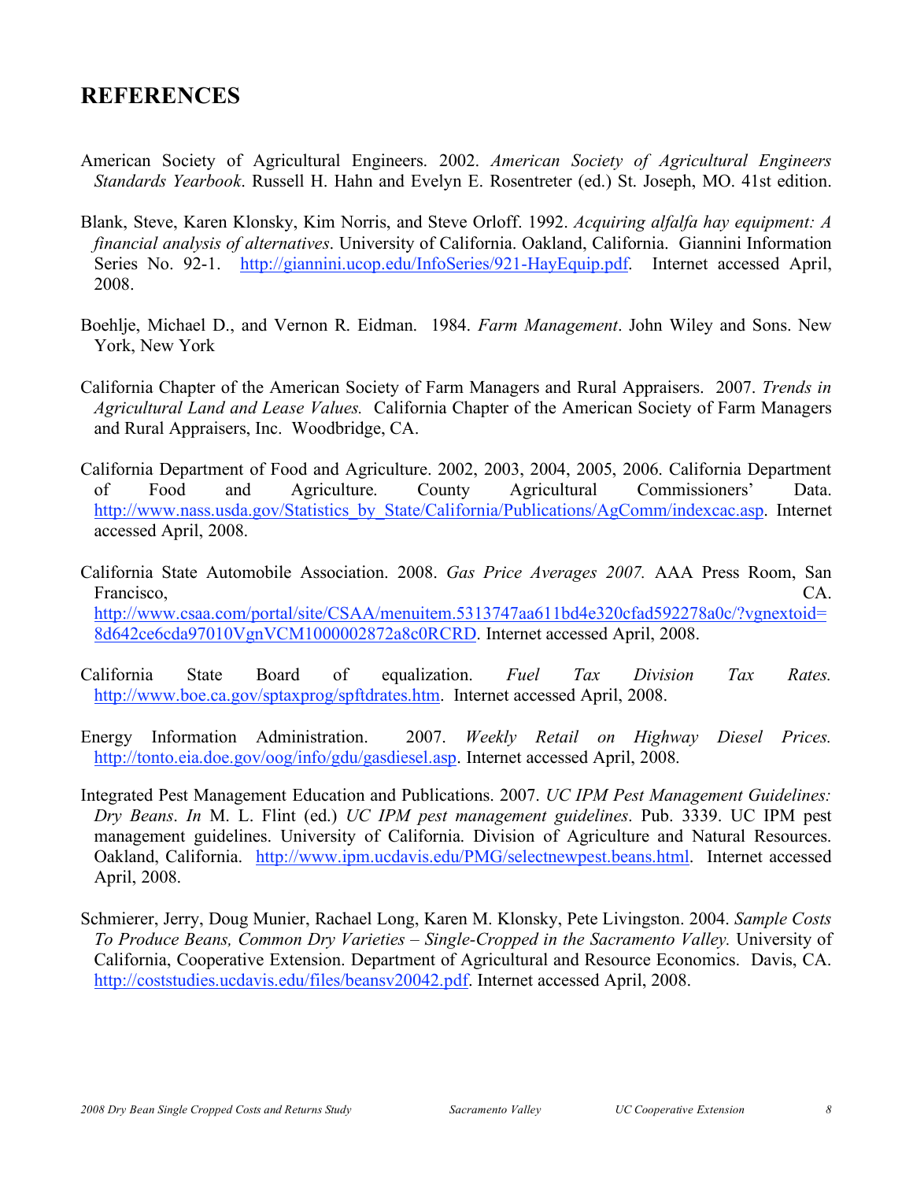# REFERENCES

American Society of Agricultural Engineers. 2002. *American Society of Agricultural Engineers Standards Yearbook*. Russell H. Hahn and Evelyn E. Rosentreter (ed.) St. Joseph, MO. 41st edition.

Blank, Steve, Karen Klonsky, Kim Norris, and Steve Orloff. 1992. *Acquiring alfalfa hay equipment: A financial analysis of alternatives*. University of California. Oakland, California. Giannini Information Series No. 92-1. http://giannini.ucop.edu/InfoSeries/921-HayEquip.pdf. Internet accessed April, 2008.

Boehlje, Michael D., and Vernon R. Eidman. 1984. *Farm Management*. John Wiley and Sons. New York, New York

California Chapter of the American Society of Farm Managers and Rural Appraisers. 2007. *Trends in Agricultural Land and Lease Values.* California Chapter of the American Society of Farm Managers and Rural Appraisers, Inc. Woodbridge, CA.

California Department of Food and Agriculture. 2002, 2003, 2004, 2005, 2006. California Department of Food and Agriculture. County Agricultural Commissioners' Data. http://www.nass.usda.gov/Statistics_by_State/California/Publications/AgComm/indexcac.asp. Internet accessed April, 2008.

California State Automobile Association. 2008. *Gas Price Averages 2007.* AAA Press Room, San Francisco, CA. http://www.csaa.com/portal/site/CSAA/menuitem.5313747aa611bd4e320cfad592278a0c/?vgnextoid=8d642ce6cda97010VgnVCM1000002872a8c0RCRD. Internet accessed April, 2008.

California State Board of equalization. *Fuel Tax Division Tax Rates.* http://www.boe.ca.gov/sptaxprog/spftdrates.htm. Internet accessed April, 2008.

Energy Information Administration. 2007. *Weekly Retail on Highway Diesel Prices.* http://tonto.eia.doe.gov/oog/info/gdu/gasdiesel.asp. Internet accessed April, 2008.

Integrated Pest Management Education and Publications. 2007. *UC IPM Pest Management Guidelines: Dry Beans*. *In* M. L. Flint (ed.) *UC IPM pest management guidelines*. Pub. 3339. UC IPM pest management guidelines. University of California. Division of Agriculture and Natural Resources. Oakland, California. http://www.ipm.ucdavis.edu/PMG/selectnewpest.beans.html. Internet accessed April, 2008.

Schmierer, Jerry, Doug Munier, Rachael Long, Karen M. Klonsky, Pete Livingston. 2004. *Sample Costs To Produce Beans, Common Dry Varieties – Single-Cropped in the Sacramento Valley.* University of California, Cooperative Extension. Department of Agricultural and Resource Economics. Davis, CA. http://coststudies.ucdavis.edu/files/beansv20042.pdf. Internet accessed April, 2008.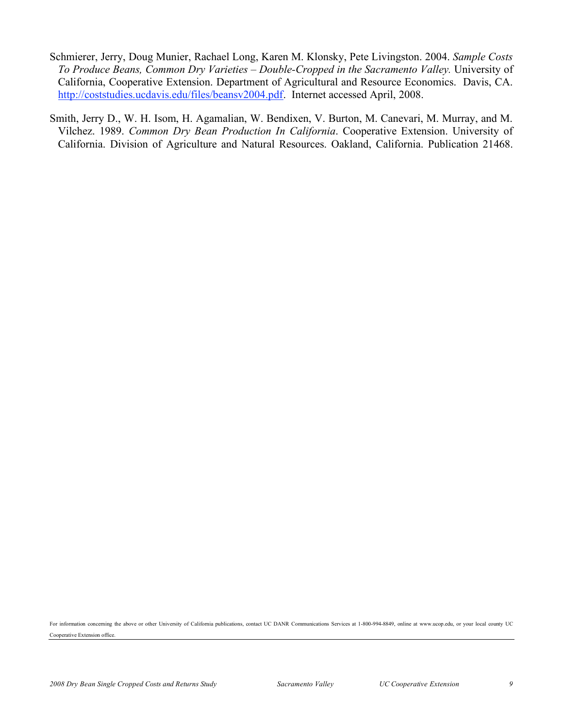Schmierer, Jerry, Doug Munier, Rachael Long, Karen M. Klonsky, Pete Livingston. 2004. *Sample Costs To Produce Beans, Common Dry Varieties – Double-Cropped in the Sacramento Valley.* University of California, Cooperative Extension. Department of Agricultural and Resource Economics. Davis, CA. http://coststudies.ucdavis.edu/files/beansv2004.pdf. Internet accessed April, 2008.

Smith, Jerry D., W. H. Isom, H. Agamalian, W. Bendixen, V. Burton, M. Canevari, M. Murray, and M. Vilchez. 1989. *Common Dry Bean Production In California*. Cooperative Extension. University of California. Division of Agriculture and Natural Resources. Oakland, California. Publication 21468.

For information concerning the above or other University of California publications, contact UC DANR Communications Services at 1-800-994-8849, online at www.ucop.edu, or your local county UC Cooperative Extension office.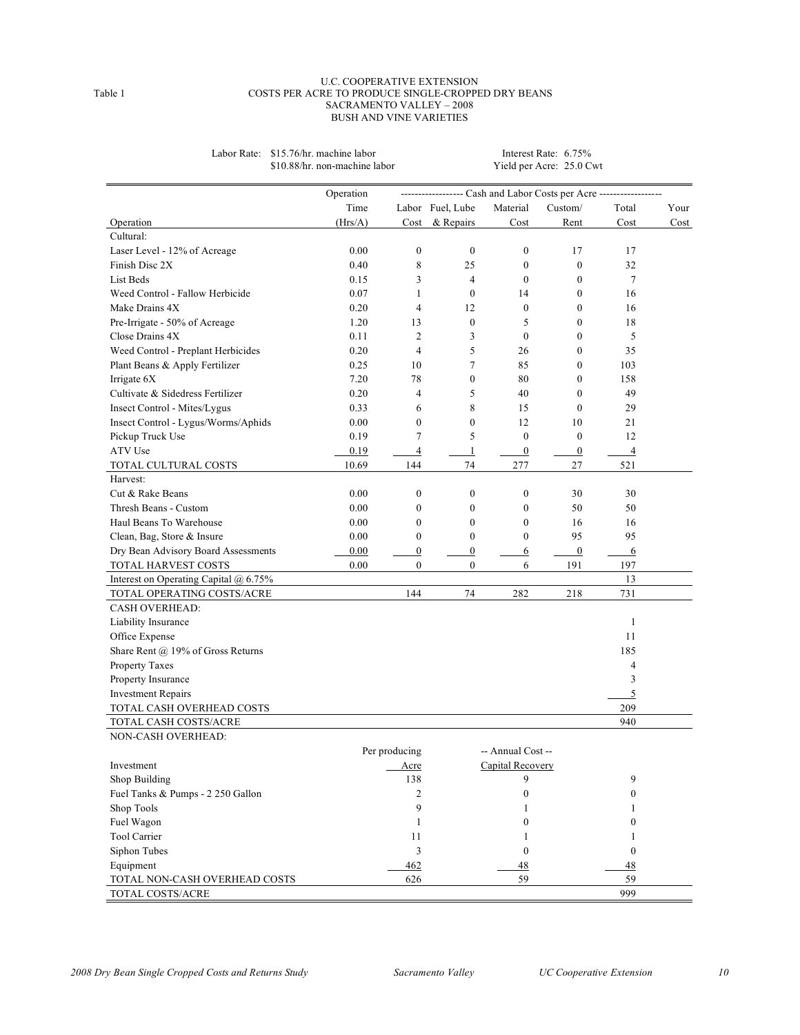Table 1

U.C. COOPERATIVE EXTENSION
COSTS PER ACRE TO PRODUCE SINGLE-CROPPED DRY BEANS
SACRAMENTO VALLEY – 2008
BUSH AND VINE VARIETIES

Labor Rate: $15.76/hr. machine labor
$10.88/hr. non-machine labor

Interest Rate: 6.75%
Yield per Acre: 25.0 Cwt

| Operation | Operation Time (Hrs/A) | Labor Cost | Fuel, Lube & Repairs | Material Cost | Custom/ Rent | Total Cost | Your Cost |
|---|---|---|---|---|---|---|---|
| | | Cash and Labor Costs per Acre | | | | | |
| Cultural: | | | | | | | |
| Laser Level - 12% of Acreage | 0.00 | 0 | 0 | 0 | 17 | 17 | |
| Finish Disc 2X | 0.40 | 8 | 25 | 0 | 0 | 32 | |
| List Beds | 0.15 | 3 | 4 | 0 | 0 | 7 | |
| Weed Control - Fallow Herbicide | 0.07 | 1 | 0 | 14 | 0 | 16 | |
| Make Drains 4X | 0.20 | 4 | 12 | 0 | 0 | 16 | |
| Pre-Irrigate - 50% of Acreage | 1.20 | 13 | 0 | 5 | 0 | 18 | |
| Close Drains 4X | 0.11 | 2 | 3 | 0 | 0 | 5 | |
| Weed Control - Preplant Herbicides | 0.20 | 4 | 5 | 26 | 0 | 35 | |
| Plant Beans & Apply Fertilizer | 0.25 | 10 | 7 | 85 | 0 | 103 | |
| Irrigate 6X | 7.20 | 78 | 0 | 80 | 0 | 158 | |
| Cultivate & Sidedress Fertilizer | 0.20 | 4 | 5 | 40 | 0 | 49 | |
| Insect Control - Mites/Lygus | 0.33 | 6 | 8 | 15 | 0 | 29 | |
| Insect Control - Lygus/Worms/Aphids | 0.00 | 0 | 0 | 12 | 10 | 21 | |
| Pickup Truck Use | 0.19 | 7 | 5 | 0 | 0 | 12 | |
| ATV Use | 0.19 | 4 | 1 | 0 | 0 | 4 | |
| TOTAL CULTURAL COSTS | 10.69 | 144 | 74 | 277 | 27 | 521 | |
| Harvest: | | | | | | | |
| Cut & Rake Beans | 0.00 | 0 | 0 | 0 | 30 | 30 | |
| Thresh Beans - Custom | 0.00 | 0 | 0 | 0 | 50 | 50 | |
| Haul Beans To Warehouse | 0.00 | 0 | 0 | 0 | 16 | 16 | |
| Clean, Bag, Store & Insure | 0.00 | 0 | 0 | 0 | 95 | 95 | |
| Dry Bean Advisory Board Assessments | 0.00 | 0 | 0 | 6 | 0 | 6 | |
| TOTAL HARVEST COSTS | 0.00 | 0 | 0 | 6 | 191 | 197 | |
| Interest on Operating Capital @ 6.75% | | | | | | 13 | |
| TOTAL OPERATING COSTS/ACRE | | 144 | 74 | 282 | 218 | 731 | |
| CASH OVERHEAD: | | | | | | | |
| Liability Insurance | | | | | | 1 | |
| Office Expense | | | | | | 11 | |
| Share Rent @ 19% of Gross Returns | | | | | | 185 | |
| Property Taxes | | | | | | 4 | |
| Property Insurance | | | | | | 3 | |
| Investment Repairs | | | | | | 5 | |
| TOTAL CASH OVERHEAD COSTS | | | | | | 209 | |
| TOTAL CASH COSTS/ACRE | | | | | | 940 | |

| NON-CASH OVERHEAD: | | | | |
|---|---|---|---|---|
| Investment | Per producing Acre | -- Annual Cost -- Capital Recovery | Total Cost | Your Cost |
| Shop Building | 138 | 9 | 9 | |
| Fuel Tanks & Pumps - 2 250 Gallon | 2 | 0 | 0 | |
| Shop Tools | 9 | 1 | 1 | |
| Fuel Wagon | 1 | 0 | 0 | |
| Tool Carrier | 11 | 1 | 1 | |
| Siphon Tubes | 3 | 0 | 0 | |
| Equipment | 462 | 48 | 48 | |
| TOTAL NON-CASH OVERHEAD COSTS | 626 | 59 | 59 | |
| TOTAL COSTS/ACRE | | | 999 | |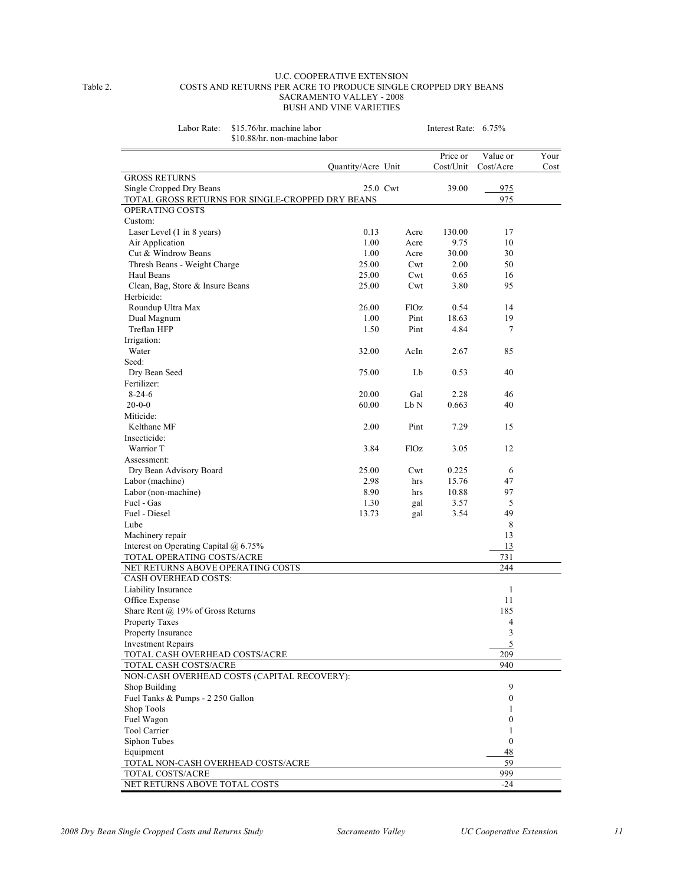Table 2.

U.C. COOPERATIVE EXTENSION
COSTS AND RETURNS PER ACRE TO PRODUCE SINGLE CROPPED DRY BEANS
SACRAMENTO VALLEY - 2008
BUSH AND VINE VARIETIES

Labor Rate: $15.76/hr. machine labor
$10.88/hr. non-machine labor

Interest Rate: 6.75%

| | Quantity/Acre | Unit | Price or Cost/Unit | Value or Cost/Acre | Your Cost |
|---|---|---|---|---|---|
| GROSS RETURNS | | | | | |
| Single Cropped Dry Beans | 25.0 | Cwt | 39.00 | 975 | |
| TOTAL GROSS RETURNS FOR SINGLE-CROPPED DRY BEANS | | | | 975 | |
| OPERATING COSTS | | | | | |
| Custom: | | | | | |
| Laser Level (1 in 8 years) | 0.13 | Acre | 130.00 | 17 | |
| Air Application | 1.00 | Acre | 9.75 | 10 | |
| Cut & Windrow Beans | 1.00 | Acre | 30.00 | 30 | |
| Thresh Beans - Weight Charge | 25.00 | Cwt | 2.00 | 50 | |
| Haul Beans | 25.00 | Cwt | 0.65 | 16 | |
| Clean, Bag, Store & Insure Beans | 25.00 | Cwt | 3.80 | 95 | |
| Herbicide: | | | | | |
| Roundup Ultra Max | 26.00 | FlOz | 0.54 | 14 | |
| Dual Magnum | 1.00 | Pint | 18.63 | 19 | |
| Treflan HFP | 1.50 | Pint | 4.84 | 7 | |
| Irrigation: | | | | | |
| Water | 32.00 | AcIn | 2.67 | 85 | |
| Seed: | | | | | |
| Dry Bean Seed | 75.00 | Lb | 0.53 | 40 | |
| Fertilizer: | | | | | |
| 8-24-6 | 20.00 | Gal | 2.28 | 46 | |
| 20-0-0 | 60.00 | Lb N | 0.663 | 40 | |
| Miticide: | | | | | |
| Kelthane MF | 2.00 | Pint | 7.29 | 15 | |
| Insecticide: | | | | | |
| Warrior T | 3.84 | FlOz | 3.05 | 12 | |
| Assessment: | | | | | |
| Dry Bean Advisory Board | 25.00 | Cwt | 0.225 | 6 | |
| Labor (machine) | 2.98 | hrs | 15.76 | 47 | |
| Labor (non-machine) | 8.90 | hrs | 10.88 | 97 | |
| Fuel - Gas | 1.30 | gal | 3.57 | 5 | |
| Fuel - Diesel | 13.73 | gal | 3.54 | 49 | |
| Lube | | | | 8 | |
| Machinery repair | | | | 13 | |
| Interest on Operating Capital @ 6.75% | | | | 13 | |
| TOTAL OPERATING COSTS/ACRE | | | | 731 | |
| NET RETURNS ABOVE OPERATING COSTS | | | | 244 | |
| CASH OVERHEAD COSTS: | | | | | |
| Liability Insurance | | | | 1 | |
| Office Expense | | | | 11 | |
| Share Rent @ 19% of Gross Returns | | | | 185 | |
| Property Taxes | | | | 4 | |
| Property Insurance | | | | 3 | |
| Investment Repairs | | | | 5 | |
| TOTAL CASH OVERHEAD COSTS/ACRE | | | | 209 | |
| TOTAL CASH COSTS/ACRE | | | | 940 | |
| NON-CASH OVERHEAD COSTS (CAPITAL RECOVERY): | | | | | |
| Shop Building | | | | 9 | |
| Fuel Tanks & Pumps - 2 250 Gallon | | | | 0 | |
| Shop Tools | | | | 1 | |
| Fuel Wagon | | | | 0 | |
| Tool Carrier | | | | 1 | |
| Siphon Tubes | | | | 0 | |
| Equipment | | | | 48 | |
| TOTAL NON-CASH OVERHEAD COSTS/ACRE | | | | 59 | |
| TOTAL COSTS/ACRE | | | | 999 | |
| NET RETURNS ABOVE TOTAL COSTS | | | | -24 | |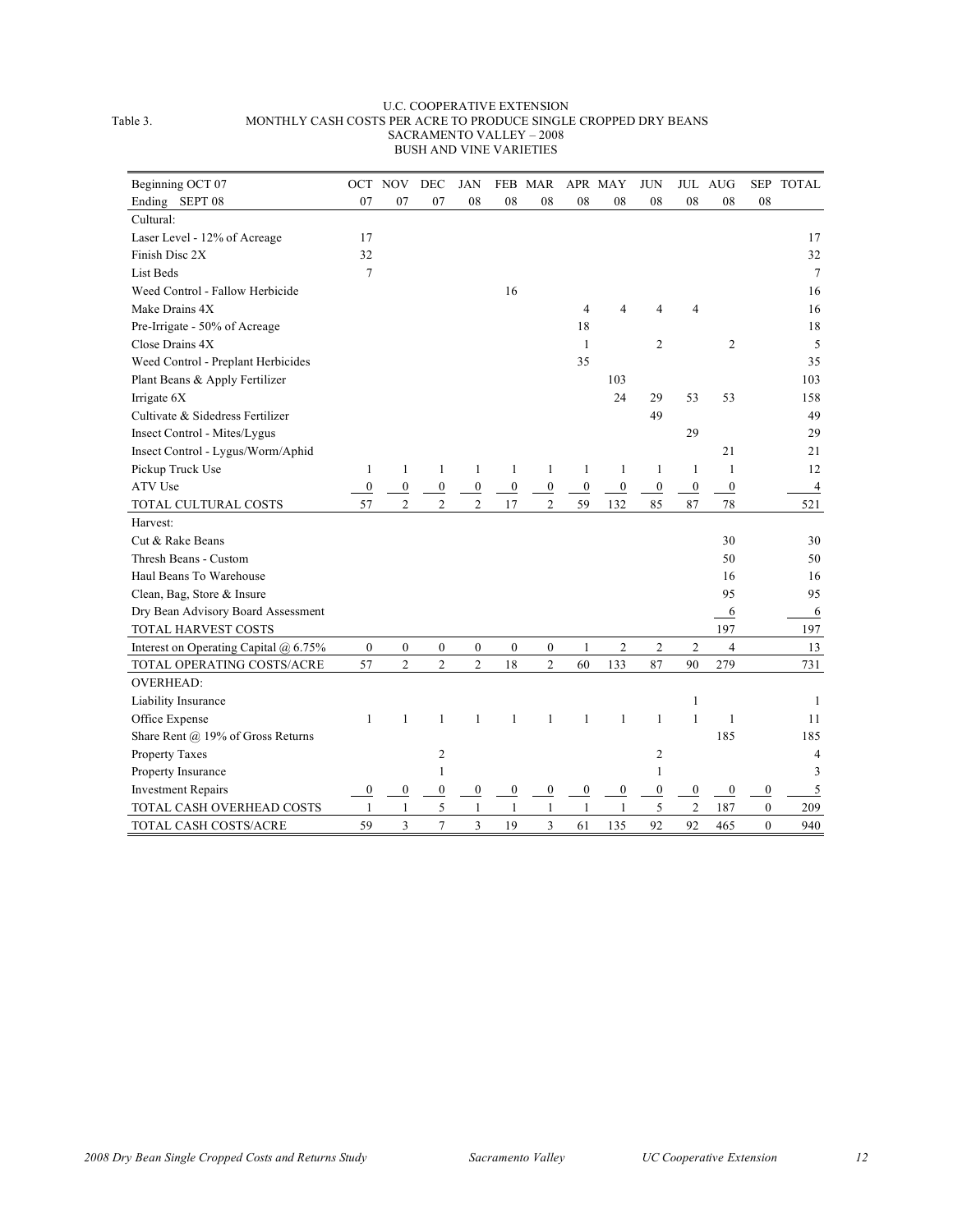U.C. COOPERATIVE EXTENSION

Table 3. MONTHLY CASH COSTS PER ACRE TO PRODUCE SINGLE CROPPED DRY BEANS
SACRAMENTO VALLEY – 2008
BUSH AND VINE VARIETIES

| Beginning OCT 07 | OCT | NOV | DEC | JAN | FEB | MAR | APR | MAY | JUN | JUL | AUG | SEP | TOTAL |
|---|---|---|---|---|---|---|---|---|---|---|---|---|---|
| Ending SEPT 08 | 07 | 07 | 07 | 08 | 08 | 08 | 08 | 08 | 08 | 08 | 08 | 08 | |
| Cultural: | | | | | | | | | | | | | |
| Laser Level - 12% of Acreage | 17 | | | | | | | | | | | | 17 |
| Finish Disc 2X | 32 | | | | | | | | | | | | 32 |
| List Beds | 7 | | | | | | | | | | | | 7 |
| Weed Control - Fallow Herbicide | | | | | 16 | | | | | | | | 16 |
| Make Drains 4X | | | | | | | 4 | 4 | 4 | 4 | | | 16 |
| Pre-Irrigate - 50% of Acreage | | | | | | | 18 | | | | | | 18 |
| Close Drains 4X | | | | | | | 1 | | 2 | | 2 | | 5 |
| Weed Control - Preplant Herbicides | | | | | | | 35 | | | | | | 35 |
| Plant Beans & Apply Fertilizer | | | | | | | | 103 | | | | | 103 |
| Irrigate 6X | | | | | | | | 24 | 29 | 53 | 53 | | 158 |
| Cultivate & Sidedress Fertilizer | | | | | | | | | 49 | | | | 49 |
| Insect Control - Mites/Lygus | | | | | | | | | | 29 | | | 29 |
| Insect Control - Lygus/Worm/Aphid | | | | | | | | | | | 21 | | 21 |
| Pickup Truck Use | 1 | 1 | 1 | 1 | 1 | 1 | 1 | 1 | 1 | 1 | 1 | | 12 |
| ATV Use | 0 | 0 | 0 | 0 | 0 | 0 | 0 | 0 | 0 | 0 | 0 | | 4 |
| TOTAL CULTURAL COSTS | 57 | 2 | 2 | 2 | 17 | 2 | 59 | 132 | 85 | 87 | 78 | | 521 |
| Harvest: | | | | | | | | | | | | | |
| Cut & Rake Beans | | | | | | | | | | | 30 | | 30 |
| Thresh Beans - Custom | | | | | | | | | | | 50 | | 50 |
| Haul Beans To Warehouse | | | | | | | | | | | 16 | | 16 |
| Clean, Bag, Store & Insure | | | | | | | | | | | 95 | | 95 |
| Dry Bean Advisory Board Assessment | | | | | | | | | | | 6 | | 6 |
| TOTAL HARVEST COSTS | | | | | | | | | | | 197 | | 197 |
| Interest on Operating Capital @ 6.75% | 0 | 0 | 0 | 0 | 0 | 0 | 1 | 2 | 2 | 2 | 4 | | 13 |
| TOTAL OPERATING COSTS/ACRE | 57 | 2 | 2 | 2 | 18 | 2 | 60 | 133 | 87 | 90 | 279 | | 731 |
| OVERHEAD: | | | | | | | | | | | | | |
| Liability Insurance | | | | | | | | | | 1 | | | 1 |
| Office Expense | 1 | 1 | 1 | 1 | 1 | 1 | 1 | 1 | 1 | 1 | 1 | | 11 |
| Share Rent @ 19% of Gross Returns | | | | | | | | | | | 185 | | 185 |
| Property Taxes | | | 2 | | | | | | 2 | | | | 4 |
| Property Insurance | | | 1 | | | | | | 1 | | | | 3 |
| Investment Repairs | 0 | 0 | 0 | 0 | 0 | 0 | 0 | 0 | 0 | 0 | 0 | 0 | 5 |
| TOTAL CASH OVERHEAD COSTS | 1 | 1 | 5 | 1 | 1 | 1 | 1 | 1 | 5 | 2 | 187 | 0 | 209 |
| TOTAL CASH COSTS/ACRE | 59 | 3 | 7 | 3 | 19 | 3 | 61 | 135 | 92 | 92 | 465 | 0 | 940 |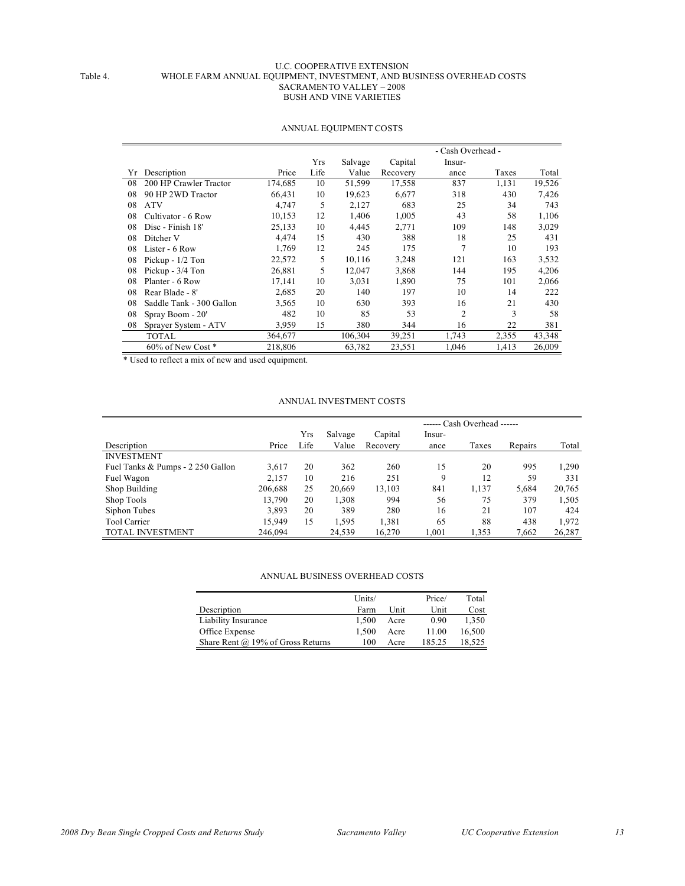U.C. COOPERATIVE EXTENSION

Table 4. WHOLE FARM ANNUAL EQUIPMENT, INVESTMENT, AND BUSINESS OVERHEAD COSTS
SACRAMENTO VALLEY – 2008
BUSH AND VINE VARIETIES

## ANNUAL EQUIPMENT COSTS

| | | | | | | - Cash Overhead - | | |
|---|---|---|---|---|---|---|---|---|
| Yr | Description | Price | Yrs Life | Salvage Value | Capital Recovery | Insur-ance | Taxes | Total |
| 08 | 200 HP Crawler Tractor | 174,685 | 10 | 51,599 | 17,558 | 837 | 1,131 | 19,526 |
| 08 | 90 HP 2WD Tractor | 66,431 | 10 | 19,623 | 6,677 | 318 | 430 | 7,426 |
| 08 | ATV | 4,747 | 5 | 2,127 | 683 | 25 | 34 | 743 |
| 08 | Cultivator - 6 Row | 10,153 | 12 | 1,406 | 1,005 | 43 | 58 | 1,106 |
| 08 | Disc - Finish 18' | 25,133 | 10 | 4,445 | 2,771 | 109 | 148 | 3,029 |
| 08 | Ditcher V | 4,474 | 15 | 430 | 388 | 18 | 25 | 431 |
| 08 | Lister - 6 Row | 1,769 | 12 | 245 | 175 | 7 | 10 | 193 |
| 08 | Pickup - 1/2 Ton | 22,572 | 5 | 10,116 | 3,248 | 121 | 163 | 3,532 |
| 08 | Pickup - 3/4 Ton | 26,881 | 5 | 12,047 | 3,868 | 144 | 195 | 4,206 |
| 08 | Planter - 6 Row | 17,141 | 10 | 3,031 | 1,890 | 75 | 101 | 2,066 |
| 08 | Rear Blade - 8' | 2,685 | 20 | 140 | 197 | 10 | 14 | 222 |
| 08 | Saddle Tank - 300 Gallon | 3,565 | 10 | 630 | 393 | 16 | 21 | 430 |
| 08 | Spray Boom - 20' | 482 | 10 | 85 | 53 | 2 | 3 | 58 |
| 08 | Sprayer System - ATV | 3,959 | 15 | 380 | 344 | 16 | 22 | 381 |
| | TOTAL | 364,677 | | 106,304 | 39,251 | 1,743 | 2,355 | 43,348 |
| | 60% of New Cost * | 218,806 | | 63,782 | 23,551 | 1,046 | 1,413 | 26,009 |

* Used to reflect a mix of new and used equipment.

## ANNUAL INVESTMENT COSTS

| | | | | | ------ Cash Overhead ------ | | | |
|---|---|---|---|---|---|---|---|---|
| Description | Price | Yrs Life | Salvage Value | Capital Recovery | Insur-ance | Taxes | Repairs | Total |
| INVESTMENT | | | | | | | | |
| Fuel Tanks & Pumps - 2 250 Gallon | 3,617 | 20 | 362 | 260 | 15 | 20 | 995 | 1,290 |
| Fuel Wagon | 2,157 | 10 | 216 | 251 | 9 | 12 | 59 | 331 |
| Shop Building | 206,688 | 25 | 20,669 | 13,103 | 841 | 1,137 | 5,684 | 20,765 |
| Shop Tools | 13,790 | 20 | 1,308 | 994 | 56 | 75 | 379 | 1,505 |
| Siphon Tubes | 3,893 | 20 | 389 | 280 | 16 | 21 | 107 | 424 |
| Tool Carrier | 15,949 | 15 | 1,595 | 1,381 | 65 | 88 | 438 | 1,972 |
| TOTAL INVESTMENT | 246,094 | | 24,539 | 16,270 | 1,001 | 1,353 | 7,662 | 26,287 |

## ANNUAL BUSINESS OVERHEAD COSTS

| Description | Units/ Farm | Unit | Price/ Unit | Total Cost |
|---|---|---|---|---|
| Liability Insurance | 1,500 | Acre | 0.90 | 1,350 |
| Office Expense | 1,500 | Acre | 11.00 | 16,500 |
| Share Rent @ 19% of Gross Returns | 100 | Acre | 185.25 | 18,525 |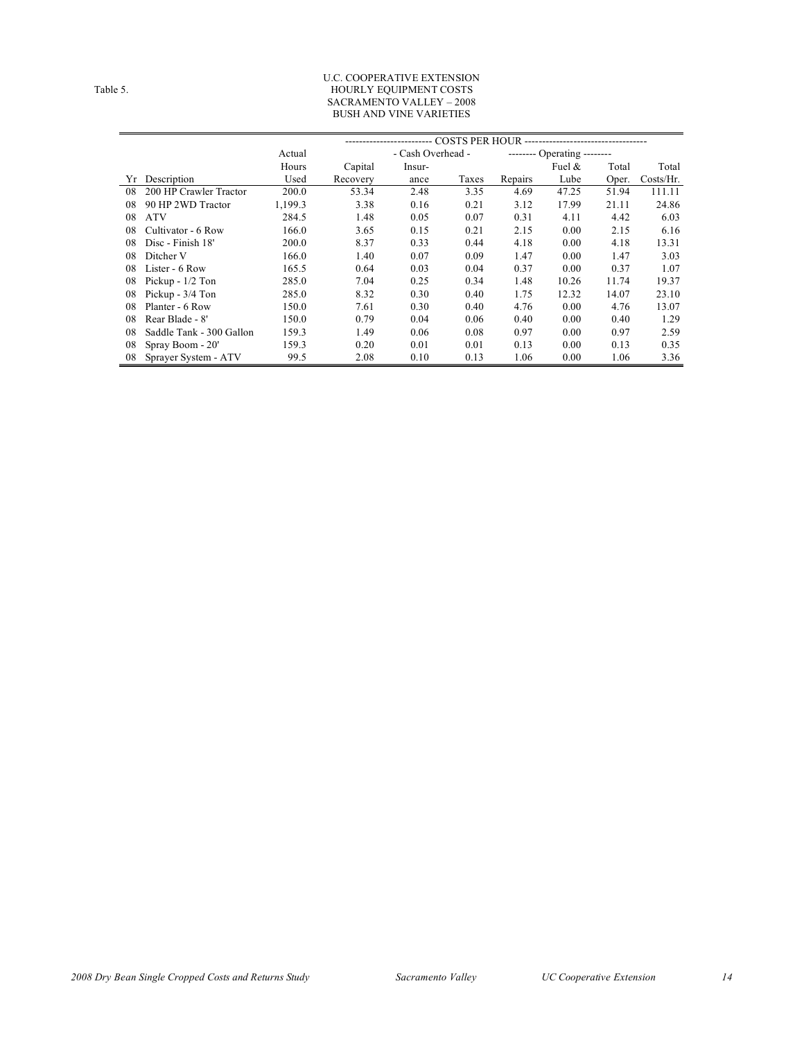Table 5.

# U.C. COOPERATIVE EXTENSION
## HOURLY EQUIPMENT COSTS
## SACRAMENTO VALLEY – 2008
## BUSH AND VINE VARIETIES

| | | | COSTS PER HOUR | | | | | | |
|---|---|---|---|---|---|---|---|---|---|
| | | Actual | | - Cash Overhead - | | Operating | | | |
| | | Hours | Capital | Insur- | | | Fuel & | Total | Total |
| Yr | Description | Used | Recovery | ance | Taxes | Repairs | Lube | Oper. | Costs/Hr. |
| 08 | 200 HP Crawler Tractor | 200.0 | 53.34 | 2.48 | 3.35 | 4.69 | 47.25 | 51.94 | 111.11 |
| 08 | 90 HP 2WD Tractor | 1,199.3 | 3.38 | 0.16 | 0.21 | 3.12 | 17.99 | 21.11 | 24.86 |
| 08 | ATV | 284.5 | 1.48 | 0.05 | 0.07 | 0.31 | 4.11 | 4.42 | 6.03 |
| 08 | Cultivator - 6 Row | 166.0 | 3.65 | 0.15 | 0.21 | 2.15 | 0.00 | 2.15 | 6.16 |
| 08 | Disc - Finish 18' | 200.0 | 8.37 | 0.33 | 0.44 | 4.18 | 0.00 | 4.18 | 13.31 |
| 08 | Ditcher V | 166.0 | 1.40 | 0.07 | 0.09 | 1.47 | 0.00 | 1.47 | 3.03 |
| 08 | Lister - 6 Row | 165.5 | 0.64 | 0.03 | 0.04 | 0.37 | 0.00 | 0.37 | 1.07 |
| 08 | Pickup - 1/2 Ton | 285.0 | 7.04 | 0.25 | 0.34 | 1.48 | 10.26 | 11.74 | 19.37 |
| 08 | Pickup - 3/4 Ton | 285.0 | 8.32 | 0.30 | 0.40 | 1.75 | 12.32 | 14.07 | 23.10 |
| 08 | Planter - 6 Row | 150.0 | 7.61 | 0.30 | 0.40 | 4.76 | 0.00 | 4.76 | 13.07 |
| 08 | Rear Blade - 8' | 150.0 | 0.79 | 0.04 | 0.06 | 0.40 | 0.00 | 0.40 | 1.29 |
| 08 | Saddle Tank - 300 Gallon | 159.3 | 1.49 | 0.06 | 0.08 | 0.97 | 0.00 | 0.97 | 2.59 |
| 08 | Spray Boom - 20' | 159.3 | 0.20 | 0.01 | 0.01 | 0.13 | 0.00 | 0.13 | 0.35 |
| 08 | Sprayer System - ATV | 99.5 | 2.08 | 0.10 | 0.13 | 1.06 | 0.00 | 1.06 | 3.36 |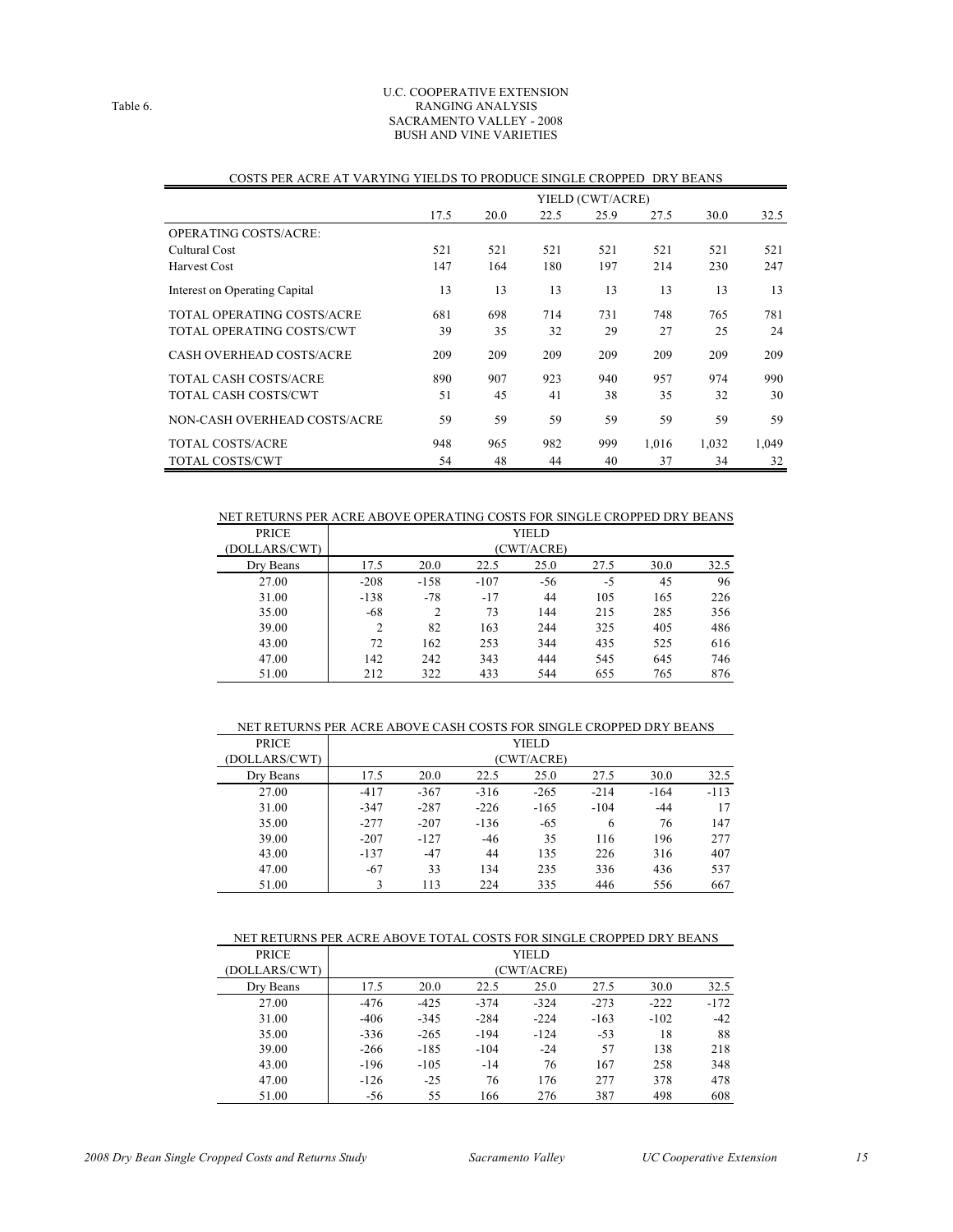Table 6.

U.C. COOPERATIVE EXTENSION
RANGING ANALYSIS
SACRAMENTO VALLEY - 2008
BUSH AND VINE VARIETIES

COSTS PER ACRE AT VARYING YIELDS TO PRODUCE SINGLE CROPPED DRY BEANS

| | YIELD (CWT/ACRE) | | | | | | |
|---|---|---|---|---|---|---|---|
| | 17.5 | 20.0 | 22.5 | 25.9 | 27.5 | 30.0 | 32.5 |
| OPERATING COSTS/ACRE: | | | | | | | |
| Cultural Cost | 521 | 521 | 521 | 521 | 521 | 521 | 521 |
| Harvest Cost | 147 | 164 | 180 | 197 | 214 | 230 | 247 |
| Interest on Operating Capital | 13 | 13 | 13 | 13 | 13 | 13 | 13 |
| TOTAL OPERATING COSTS/ACRE | 681 | 698 | 714 | 731 | 748 | 765 | 781 |
| TOTAL OPERATING COSTS/CWT | 39 | 35 | 32 | 29 | 27 | 25 | 24 |
| CASH OVERHEAD COSTS/ACRE | 209 | 209 | 209 | 209 | 209 | 209 | 209 |
| TOTAL CASH COSTS/ACRE | 890 | 907 | 923 | 940 | 957 | 974 | 990 |
| TOTAL CASH COSTS/CWT | 51 | 45 | 41 | 38 | 35 | 32 | 30 |
| NON-CASH OVERHEAD COSTS/ACRE | 59 | 59 | 59 | 59 | 59 | 59 | 59 |
| TOTAL COSTS/ACRE | 948 | 965 | 982 | 999 | 1,016 | 1,032 | 1,049 |
| TOTAL COSTS/CWT | 54 | 48 | 44 | 40 | 37 | 34 | 32 |

NET RETURNS PER ACRE ABOVE OPERATING COSTS FOR SINGLE CROPPED DRY BEANS

| PRICE (DOLLARS/CWT) | YIELD (CWT/ACRE) | | | | | | |
|---|---|---|---|---|---|---|---|
| Dry Beans | 17.5 | 20.0 | 22.5 | 25.0 | 27.5 | 30.0 | 32.5 |
| 27.00 | -208 | -158 | -107 | -56 | -5 | 45 | 96 |
| 31.00 | -138 | -78 | -17 | 44 | 105 | 165 | 226 |
| 35.00 | -68 | 2 | 73 | 144 | 215 | 285 | 356 |
| 39.00 | 2 | 82 | 163 | 244 | 325 | 405 | 486 |
| 43.00 | 72 | 162 | 253 | 344 | 435 | 525 | 616 |
| 47.00 | 142 | 242 | 343 | 444 | 545 | 645 | 746 |
| 51.00 | 212 | 322 | 433 | 544 | 655 | 765 | 876 |

NET RETURNS PER ACRE ABOVE CASH COSTS FOR SINGLE CROPPED DRY BEANS

| PRICE (DOLLARS/CWT) | YIELD (CWT/ACRE) | | | | | | |
|---|---|---|---|---|---|---|---|
| Dry Beans | 17.5 | 20.0 | 22.5 | 25.0 | 27.5 | 30.0 | 32.5 |
| 27.00 | -417 | -367 | -316 | -265 | -214 | -164 | -113 |
| 31.00 | -347 | -287 | -226 | -165 | -104 | -44 | 17 |
| 35.00 | -277 | -207 | -136 | -65 | 6 | 76 | 147 |
| 39.00 | -207 | -127 | -46 | 35 | 116 | 196 | 277 |
| 43.00 | -137 | -47 | 44 | 135 | 226 | 316 | 407 |
| 47.00 | -67 | 33 | 134 | 235 | 336 | 436 | 537 |
| 51.00 | 3 | 113 | 224 | 335 | 446 | 556 | 667 |

NET RETURNS PER ACRE ABOVE TOTAL COSTS FOR SINGLE CROPPED DRY BEANS

| PRICE (DOLLARS/CWT) | YIELD (CWT/ACRE) | | | | | | |
|---|---|---|---|---|---|---|---|
| Dry Beans | 17.5 | 20.0 | 22.5 | 25.0 | 27.5 | 30.0 | 32.5 |
| 27.00 | -476 | -425 | -374 | -324 | -273 | -222 | -172 |
| 31.00 | -406 | -345 | -284 | -224 | -163 | -102 | -42 |
| 35.00 | -336 | -265 | -194 | -124 | -53 | 18 | 88 |
| 39.00 | -266 | -185 | -104 | -24 | 57 | 138 | 218 |
| 43.00 | -196 | -105 | -14 | 76 | 167 | 258 | 348 |
| 47.00 | -126 | -25 | 76 | 176 | 277 | 378 | 478 |
| 51.00 | -56 | 55 | 166 | 276 | 387 | 498 | 608 |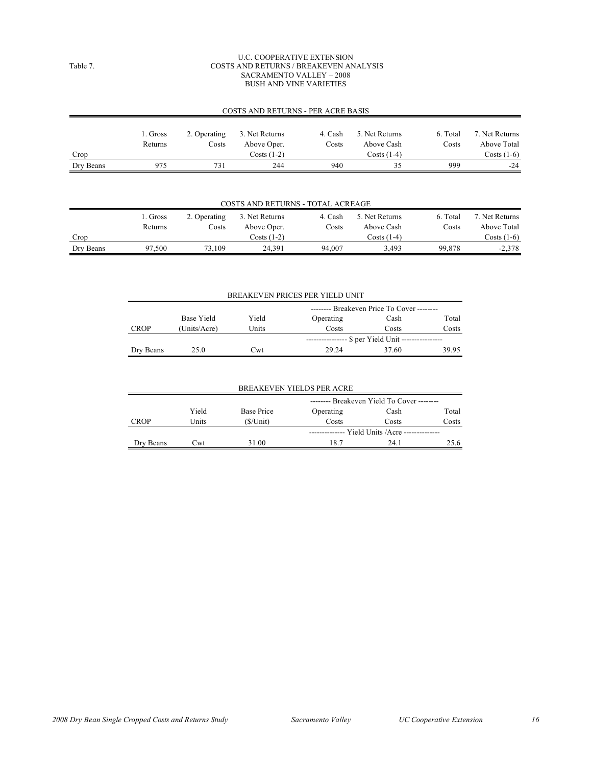Table 7.

# U.C. COOPERATIVE EXTENSION
## COSTS AND RETURNS / BREAKEVEN ANALYSIS
## SACRAMENTO VALLEY – 2008
## BUSH AND VINE VARIETIES

### COSTS AND RETURNS - PER ACRE BASIS

| Crop | 1. Gross Returns | 2. Operating Costs | 3. Net Returns Above Oper. Costs (1-2) | 4. Cash Costs | 5. Net Returns Above Cash Costs (1-4) | 6. Total Costs | 7. Net Returns Above Total Costs (1-6) |
|---|---|---|---|---|---|---|---|
| Dry Beans | 975 | 731 | 244 | 940 | 35 | 999 | -24 |

### COSTS AND RETURNS - TOTAL ACREAGE

| Crop | 1. Gross Returns | 2. Operating Costs | 3. Net Returns Above Oper. Costs (1-2) | 4. Cash Costs | 5. Net Returns Above Cash Costs (1-4) | 6. Total Costs | 7. Net Returns Above Total Costs (1-6) |
|---|---|---|---|---|---|---|---|
| Dry Beans | 97,500 | 73,109 | 24,391 | 94,007 | 3,493 | 99,878 | -2,378 |

### BREAKEVEN PRICES PER YIELD UNIT

| | | | -------- Breakeven Price To Cover -------- | | |
|---|---|---|---|---|---|
| CROP | Base Yield (Units/Acre) | Yield Units | Operating Costs | Cash Costs | Total Costs |
| | | | ---------------- $ per Yield Unit ---------------- | | |
| Dry Beans | 25.0 | Cwt | 29.24 | 37.60 | 39.95 |

### BREAKEVEN YIELDS PER ACRE

| | | | -------- Breakeven Yield To Cover -------- | | |
|---|---|---|---|---|---|
| CROP | Yield Units | Base Price ($/Unit) | Operating Costs | Cash Costs | Total Costs |
| | | | -------------- Yield Units /Acre -------------- | | |
| Dry Beans | Cwt | 31.00 | 18.7 | 24.1 | 25.6 |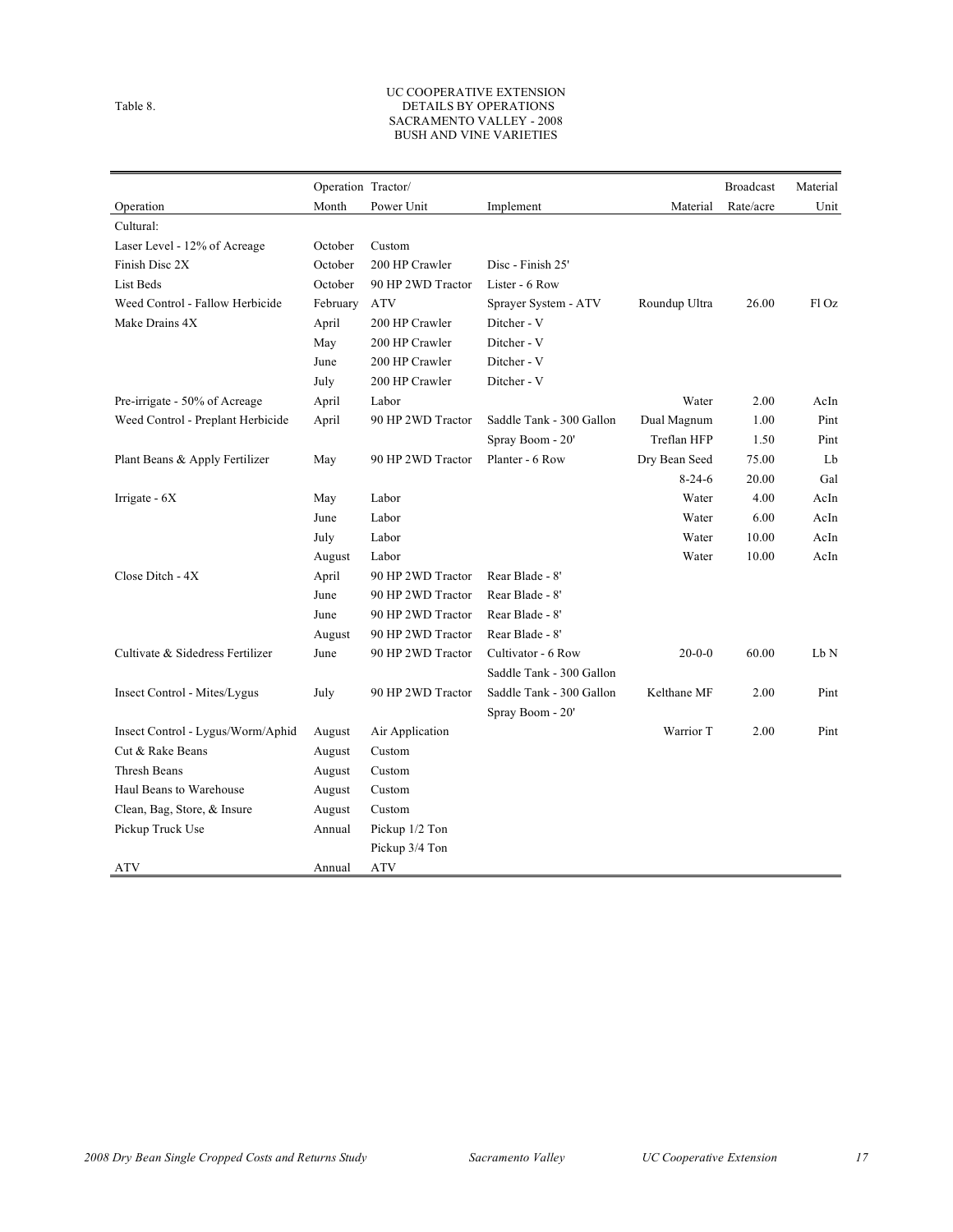Table 8.

UC COOPERATIVE EXTENSION
DETAILS BY OPERATIONS
SACRAMENTO VALLEY - 2008
BUSH AND VINE VARIETIES

| Operation | Operation Month | Tractor/ Power Unit | Implement | Material | Broadcast Rate/acre | Material Unit |
|---|---|---|---|---|---|---|
| Cultural: | | | | | | |
| Laser Level - 12% of Acreage | October | Custom | | | | |
| Finish Disc 2X | October | 200 HP Crawler | Disc - Finish 25' | | | |
| List Beds | October | 90 HP 2WD Tractor | Lister - 6 Row | | | |
| Weed Control - Fallow Herbicide | February | ATV | Sprayer System - ATV | Roundup Ultra | 26.00 | Fl Oz |
| Make Drains 4X | April | 200 HP Crawler | Ditcher - V | | | |
| | May | 200 HP Crawler | Ditcher - V | | | |
| | June | 200 HP Crawler | Ditcher - V | | | |
| | July | 200 HP Crawler | Ditcher - V | | | |
| Pre-irrigate - 50% of Acreage | April | Labor | | Water | 2.00 | AcIn |
| Weed Control - Preplant Herbicide | April | 90 HP 2WD Tractor | Saddle Tank - 300 Gallon | Dual Magnum | 1.00 | Pint |
| | | | Spray Boom - 20' | Treflan HFP | 1.50 | Pint |
| Plant Beans & Apply Fertilizer | May | 90 HP 2WD Tractor | Planter - 6 Row | Dry Bean Seed | 75.00 | Lb |
| | | | | 8-24-6 | 20.00 | Gal |
| Irrigate - 6X | May | Labor | | Water | 4.00 | AcIn |
| | June | Labor | | Water | 6.00 | AcIn |
| | July | Labor | | Water | 10.00 | AcIn |
| | August | Labor | | Water | 10.00 | AcIn |
| Close Ditch - 4X | April | 90 HP 2WD Tractor | Rear Blade - 8' | | | |
| | June | 90 HP 2WD Tractor | Rear Blade - 8' | | | |
| | June | 90 HP 2WD Tractor | Rear Blade - 8' | | | |
| | August | 90 HP 2WD Tractor | Rear Blade - 8' | | | |
| Cultivate & Sidedress Fertilizer | June | 90 HP 2WD Tractor | Cultivator - 6 Row | 20-0-0 | 60.00 | Lb N |
| | | | Saddle Tank - 300 Gallon | | | |
| Insect Control - Mites/Lygus | July | 90 HP 2WD Tractor | Saddle Tank - 300 Gallon | Kelthane MF | 2.00 | Pint |
| | | | Spray Boom - 20' | | | |
| Insect Control - Lygus/Worm/Aphid | August | Air Application | | Warrior T | 2.00 | Pint |
| Cut & Rake Beans | August | Custom | | | | |
| Thresh Beans | August | Custom | | | | |
| Haul Beans to Warehouse | August | Custom | | | | |
| Clean, Bag, Store, & Insure | August | Custom | | | | |
| Pickup Truck Use | Annual | Pickup 1/2 Ton | | | | |
| | | Pickup 3/4 Ton | | | | |
| ATV | Annual | ATV | | | | |